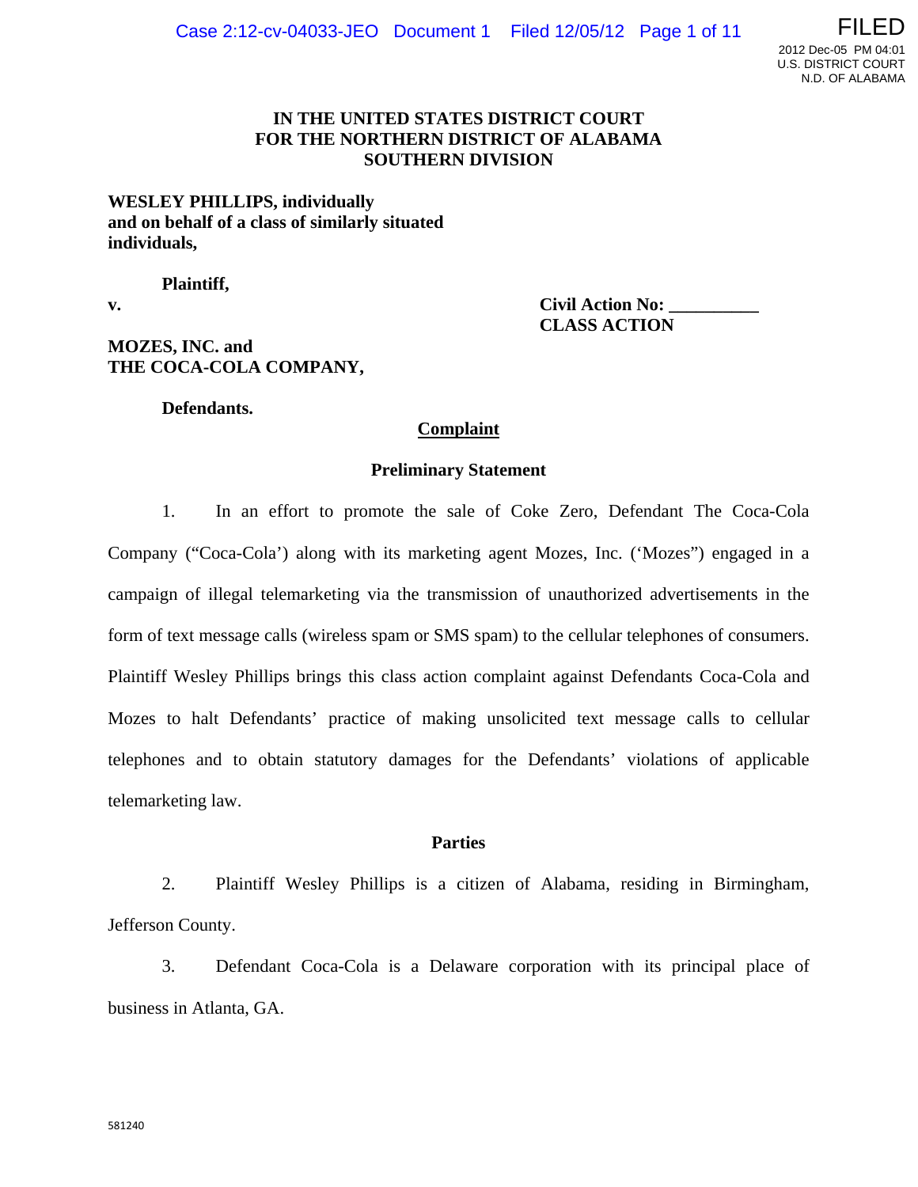**IN THE UNITED STATES DISTRICT COURT**
**FOR THE NORTHERN DISTRICT OF ALABAMA**
**SOUTHERN DIVISION**

**WESLEY PHILLIPS, individually and on behalf of a class of similarly situated individuals,**

**Plaintiff,**

**v.**

**Civil Action No: __________**
**CLASS ACTION**

**MOZES, INC. and THE COCA-COLA COMPANY,**

**Defendants.**

## Complaint

### Preliminary Statement

1. In an effort to promote the sale of Coke Zero, Defendant The Coca-Cola Company ("Coca-Cola') along with its marketing agent Mozes, Inc. ('Mozes") engaged in a campaign of illegal telemarketing via the transmission of unauthorized advertisements in the form of text message calls (wireless spam or SMS spam) to the cellular telephones of consumers. Plaintiff Wesley Phillips brings this class action complaint against Defendants Coca-Cola and Mozes to halt Defendants' practice of making unsolicited text message calls to cellular telephones and to obtain statutory damages for the Defendants' violations of applicable telemarketing law.

### Parties

2. Plaintiff Wesley Phillips is a citizen of Alabama, residing in Birmingham, Jefferson County.

3. Defendant Coca-Cola is a Delaware corporation with its principal place of business in Atlanta, GA.

581240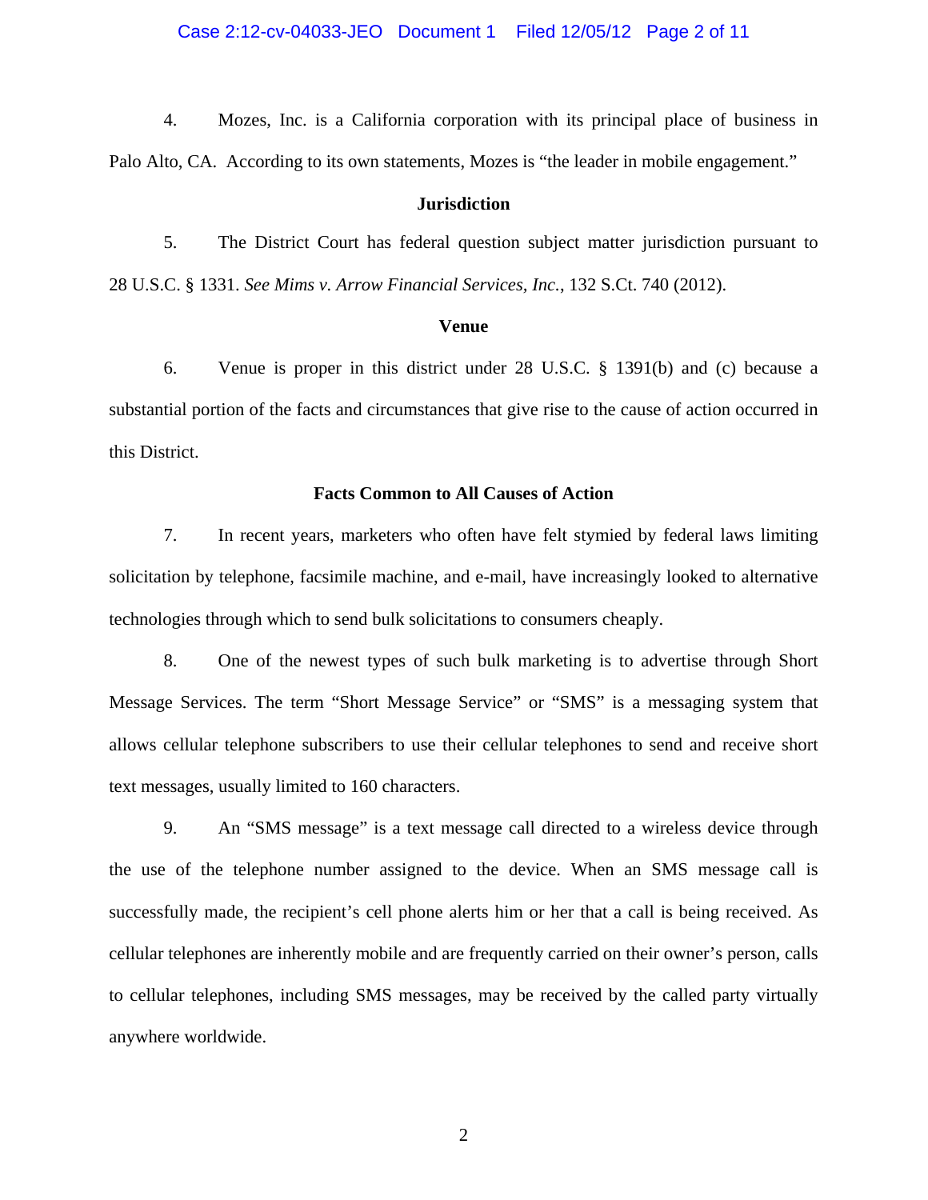4. Mozes, Inc. is a California corporation with its principal place of business in Palo Alto, CA. According to its own statements, Mozes is "the leader in mobile engagement."

**Jurisdiction**

5. The District Court has federal question subject matter jurisdiction pursuant to 28 U.S.C. § 1331. *See Mims v. Arrow Financial Services, Inc.*, 132 S.Ct. 740 (2012).

**Venue**

6. Venue is proper in this district under 28 U.S.C. § 1391(b) and (c) because a substantial portion of the facts and circumstances that give rise to the cause of action occurred in this District.

**Facts Common to All Causes of Action**

7. In recent years, marketers who often have felt stymied by federal laws limiting solicitation by telephone, facsimile machine, and e-mail, have increasingly looked to alternative technologies through which to send bulk solicitations to consumers cheaply.

8. One of the newest types of such bulk marketing is to advertise through Short Message Services. The term "Short Message Service" or "SMS" is a messaging system that allows cellular telephone subscribers to use their cellular telephones to send and receive short text messages, usually limited to 160 characters.

9. An "SMS message" is a text message call directed to a wireless device through the use of the telephone number assigned to the device. When an SMS message call is successfully made, the recipient's cell phone alerts him or her that a call is being received. As cellular telephones are inherently mobile and are frequently carried on their owner's person, calls to cellular telephones, including SMS messages, may be received by the called party virtually anywhere worldwide.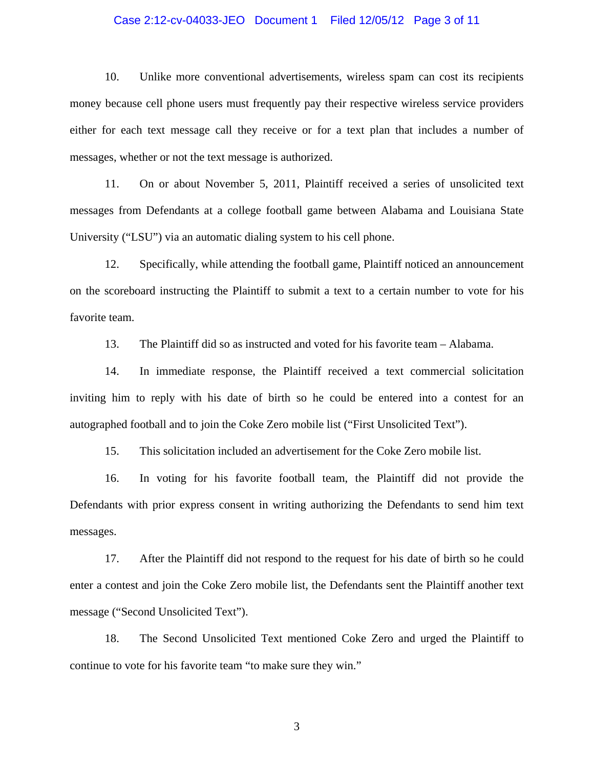10. Unlike more conventional advertisements, wireless spam can cost its recipients money because cell phone users must frequently pay their respective wireless service providers either for each text message call they receive or for a text plan that includes a number of messages, whether or not the text message is authorized.

11. On or about November 5, 2011, Plaintiff received a series of unsolicited text messages from Defendants at a college football game between Alabama and Louisiana State University ("LSU") via an automatic dialing system to his cell phone.

12. Specifically, while attending the football game, Plaintiff noticed an announcement on the scoreboard instructing the Plaintiff to submit a text to a certain number to vote for his favorite team.

13. The Plaintiff did so as instructed and voted for his favorite team – Alabama.

14. In immediate response, the Plaintiff received a text commercial solicitation inviting him to reply with his date of birth so he could be entered into a contest for an autographed football and to join the Coke Zero mobile list ("First Unsolicited Text").

15. This solicitation included an advertisement for the Coke Zero mobile list.

16. In voting for his favorite football team, the Plaintiff did not provide the Defendants with prior express consent in writing authorizing the Defendants to send him text messages.

17. After the Plaintiff did not respond to the request for his date of birth so he could enter a contest and join the Coke Zero mobile list, the Defendants sent the Plaintiff another text message ("Second Unsolicited Text").

18. The Second Unsolicited Text mentioned Coke Zero and urged the Plaintiff to continue to vote for his favorite team "to make sure they win."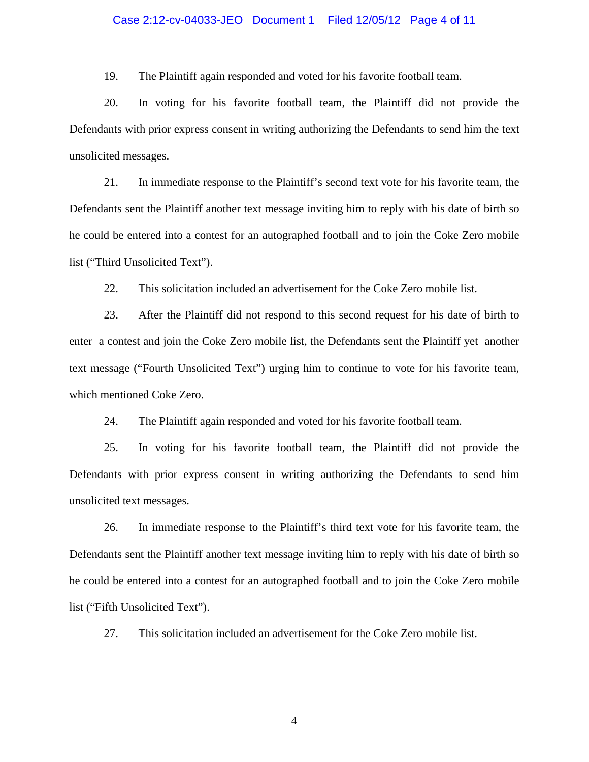19. The Plaintiff again responded and voted for his favorite football team.

20. In voting for his favorite football team, the Plaintiff did not provide the Defendants with prior express consent in writing authorizing the Defendants to send him the text unsolicited messages.

21. In immediate response to the Plaintiff's second text vote for his favorite team, the Defendants sent the Plaintiff another text message inviting him to reply with his date of birth so he could be entered into a contest for an autographed football and to join the Coke Zero mobile list ("Third Unsolicited Text").

22. This solicitation included an advertisement for the Coke Zero mobile list.

23. After the Plaintiff did not respond to this second request for his date of birth to enter a contest and join the Coke Zero mobile list, the Defendants sent the Plaintiff yet another text message ("Fourth Unsolicited Text") urging him to continue to vote for his favorite team, which mentioned Coke Zero.

24. The Plaintiff again responded and voted for his favorite football team.

25. In voting for his favorite football team, the Plaintiff did not provide the Defendants with prior express consent in writing authorizing the Defendants to send him unsolicited text messages.

26. In immediate response to the Plaintiff's third text vote for his favorite team, the Defendants sent the Plaintiff another text message inviting him to reply with his date of birth so he could be entered into a contest for an autographed football and to join the Coke Zero mobile list ("Fifth Unsolicited Text").

27. This solicitation included an advertisement for the Coke Zero mobile list.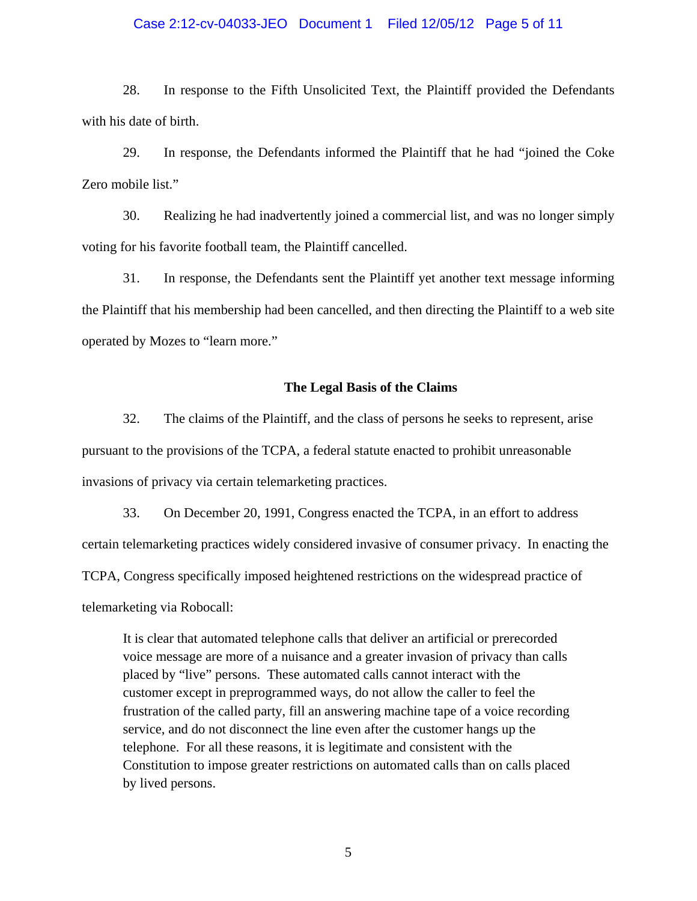28. In response to the Fifth Unsolicited Text, the Plaintiff provided the Defendants with his date of birth.

29. In response, the Defendants informed the Plaintiff that he had "joined the Coke Zero mobile list."

30. Realizing he had inadvertently joined a commercial list, and was no longer simply voting for his favorite football team, the Plaintiff cancelled.

31. In response, the Defendants sent the Plaintiff yet another text message informing the Plaintiff that his membership had been cancelled, and then directing the Plaintiff to a web site operated by Mozes to "learn more."

## The Legal Basis of the Claims

32. The claims of the Plaintiff, and the class of persons he seeks to represent, arise pursuant to the provisions of the TCPA, a federal statute enacted to prohibit unreasonable invasions of privacy via certain telemarketing practices.

33. On December 20, 1991, Congress enacted the TCPA, in an effort to address certain telemarketing practices widely considered invasive of consumer privacy. In enacting the TCPA, Congress specifically imposed heightened restrictions on the widespread practice of telemarketing via Robocall:

> It is clear that automated telephone calls that deliver an artificial or prerecorded voice message are more of a nuisance and a greater invasion of privacy than calls placed by "live" persons. These automated calls cannot interact with the customer except in preprogrammed ways, do not allow the caller to feel the frustration of the called party, fill an answering machine tape of a voice recording service, and do not disconnect the line even after the customer hangs up the telephone. For all these reasons, it is legitimate and consistent with the Constitution to impose greater restrictions on automated calls than on calls placed by lived persons.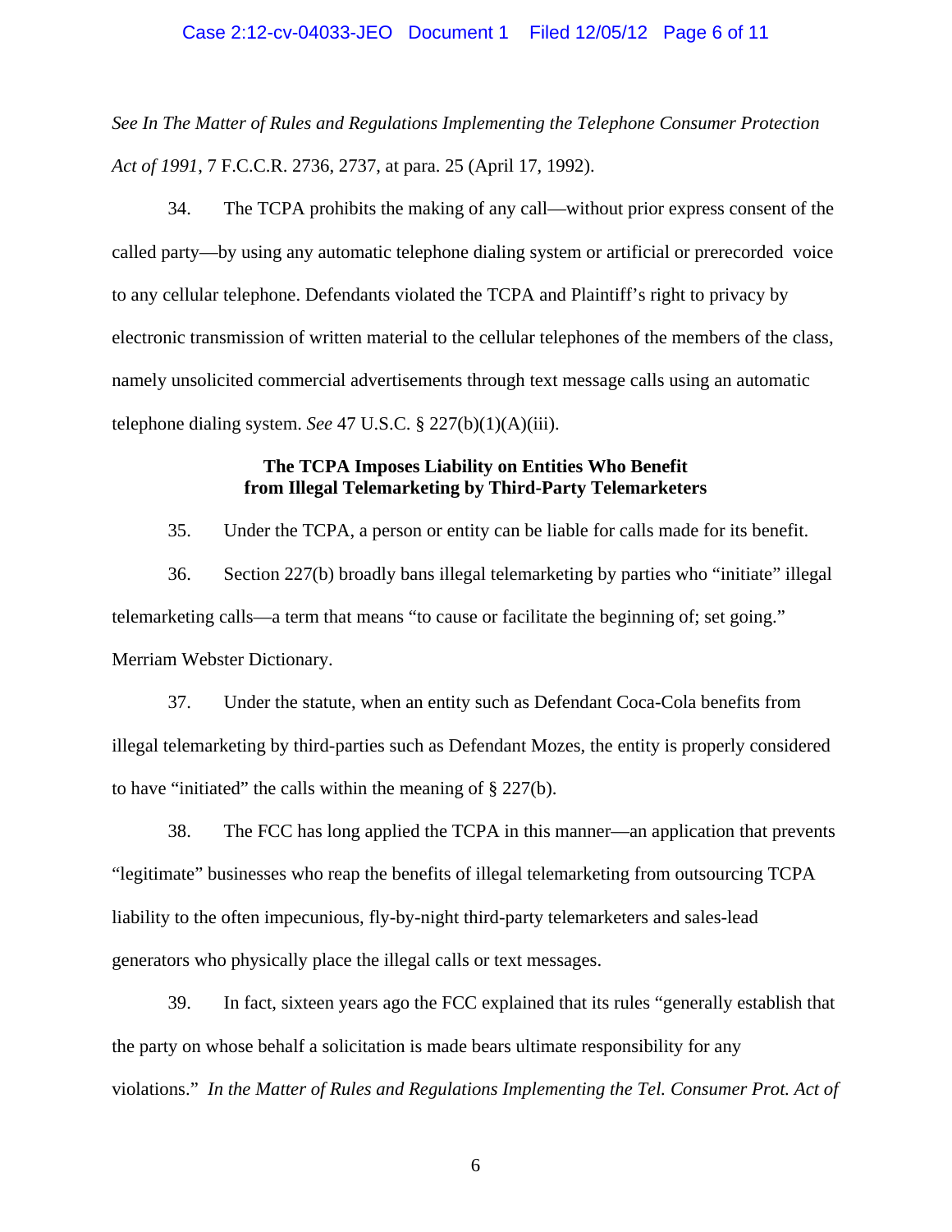*See In The Matter of Rules and Regulations Implementing the Telephone Consumer Protection Act of 1991*, 7 F.C.C.R. 2736, 2737, at para. 25 (April 17, 1992).

34. The TCPA prohibits the making of any call—without prior express consent of the called party—by using any automatic telephone dialing system or artificial or prerecorded voice to any cellular telephone. Defendants violated the TCPA and Plaintiff's right to privacy by electronic transmission of written material to the cellular telephones of the members of the class, namely unsolicited commercial advertisements through text message calls using an automatic telephone dialing system. *See* 47 U.S.C. § 227(b)(1)(A)(iii).

**The TCPA Imposes Liability on Entities Who Benefit from Illegal Telemarketing by Third-Party Telemarketers**

35. Under the TCPA, a person or entity can be liable for calls made for its benefit.

36. Section 227(b) broadly bans illegal telemarketing by parties who "initiate" illegal telemarketing calls—a term that means "to cause or facilitate the beginning of; set going." Merriam Webster Dictionary.

37. Under the statute, when an entity such as Defendant Coca-Cola benefits from illegal telemarketing by third-parties such as Defendant Mozes, the entity is properly considered to have "initiated" the calls within the meaning of § 227(b).

38. The FCC has long applied the TCPA in this manner—an application that prevents "legitimate" businesses who reap the benefits of illegal telemarketing from outsourcing TCPA liability to the often impecunious, fly-by-night third-party telemarketers and sales-lead generators who physically place the illegal calls or text messages.

39. In fact, sixteen years ago the FCC explained that its rules "generally establish that the party on whose behalf a solicitation is made bears ultimate responsibility for any violations." *In the Matter of Rules and Regulations Implementing the Tel. Consumer Prot. Act of*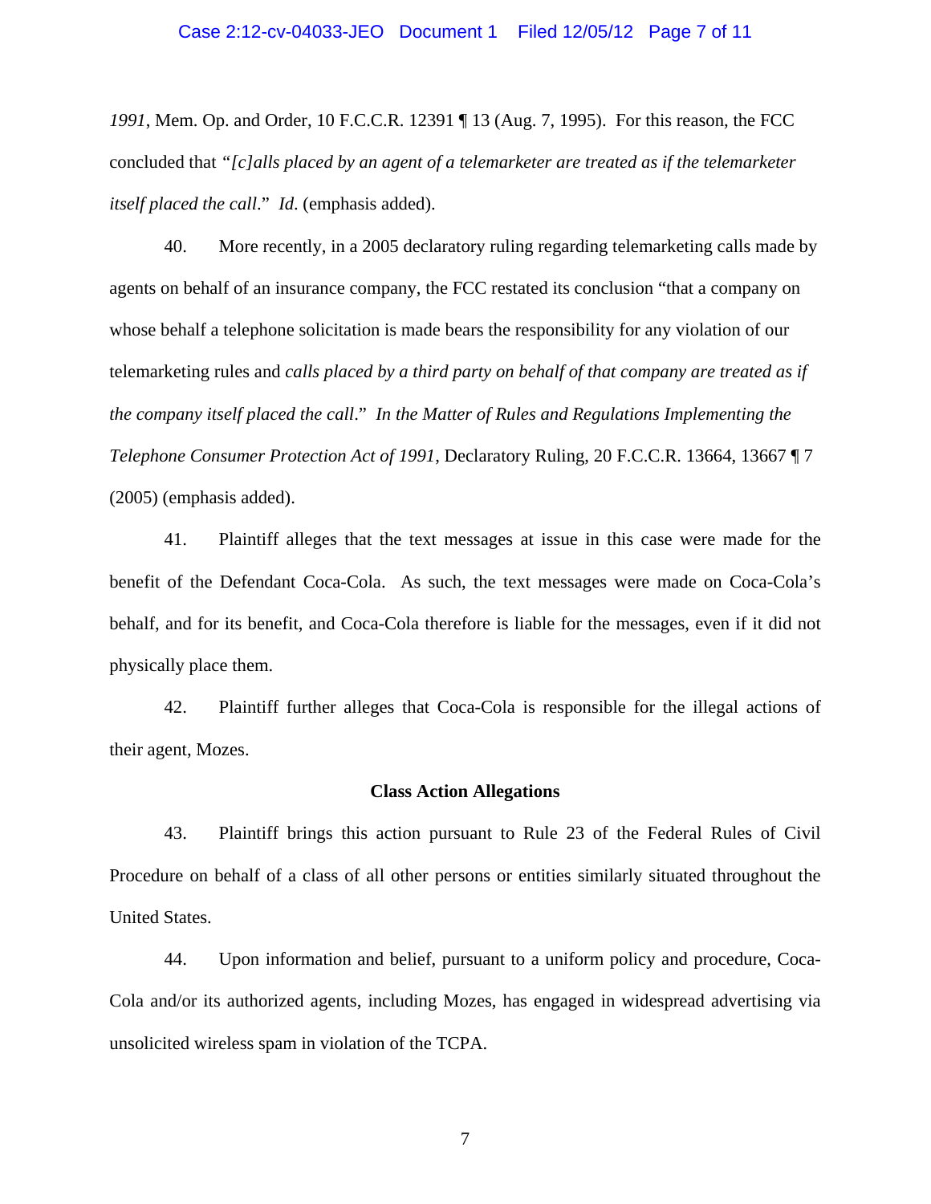*1991*, Mem. Op. and Order, 10 F.C.C.R. 12391 ¶ 13 (Aug. 7, 1995). For this reason, the FCC concluded that *"[c]alls placed by an agent of a telemarketer are treated as if the telemarketer itself placed the call*." *Id*. (emphasis added).

40. More recently, in a 2005 declaratory ruling regarding telemarketing calls made by agents on behalf of an insurance company, the FCC restated its conclusion "that a company on whose behalf a telephone solicitation is made bears the responsibility for any violation of our telemarketing rules and *calls placed by a third party on behalf of that company are treated as if the company itself placed the call*." *In the Matter of Rules and Regulations Implementing the Telephone Consumer Protection Act of 1991*, Declaratory Ruling, 20 F.C.C.R. 13664, 13667 ¶ 7 (2005) (emphasis added).

41. Plaintiff alleges that the text messages at issue in this case were made for the benefit of the Defendant Coca-Cola. As such, the text messages were made on Coca-Cola's behalf, and for its benefit, and Coca-Cola therefore is liable for the messages, even if it did not physically place them.

42. Plaintiff further alleges that Coca-Cola is responsible for the illegal actions of their agent, Mozes.

**Class Action Allegations**

43. Plaintiff brings this action pursuant to Rule 23 of the Federal Rules of Civil Procedure on behalf of a class of all other persons or entities similarly situated throughout the United States.

44. Upon information and belief, pursuant to a uniform policy and procedure, Coca-Cola and/or its authorized agents, including Mozes, has engaged in widespread advertising via unsolicited wireless spam in violation of the TCPA.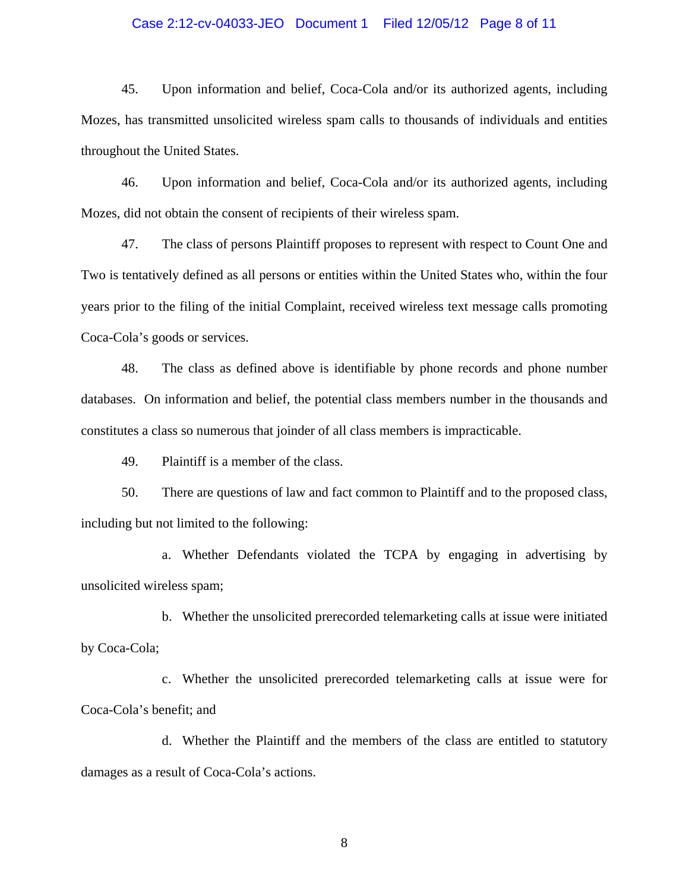45. Upon information and belief, Coca-Cola and/or its authorized agents, including Mozes, has transmitted unsolicited wireless spam calls to thousands of individuals and entities throughout the United States.

46. Upon information and belief, Coca-Cola and/or its authorized agents, including Mozes, did not obtain the consent of recipients of their wireless spam.

47. The class of persons Plaintiff proposes to represent with respect to Count One and Two is tentatively defined as all persons or entities within the United States who, within the four years prior to the filing of the initial Complaint, received wireless text message calls promoting Coca-Cola's goods or services.

48. The class as defined above is identifiable by phone records and phone number databases. On information and belief, the potential class members number in the thousands and constitutes a class so numerous that joinder of all class members is impracticable.

49. Plaintiff is a member of the class.

50. There are questions of law and fact common to Plaintiff and to the proposed class, including but not limited to the following:

a. Whether Defendants violated the TCPA by engaging in advertising by unsolicited wireless spam;

b. Whether the unsolicited prerecorded telemarketing calls at issue were initiated by Coca-Cola;

c. Whether the unsolicited prerecorded telemarketing calls at issue were for Coca-Cola's benefit; and

d. Whether the Plaintiff and the members of the class are entitled to statutory damages as a result of Coca-Cola's actions.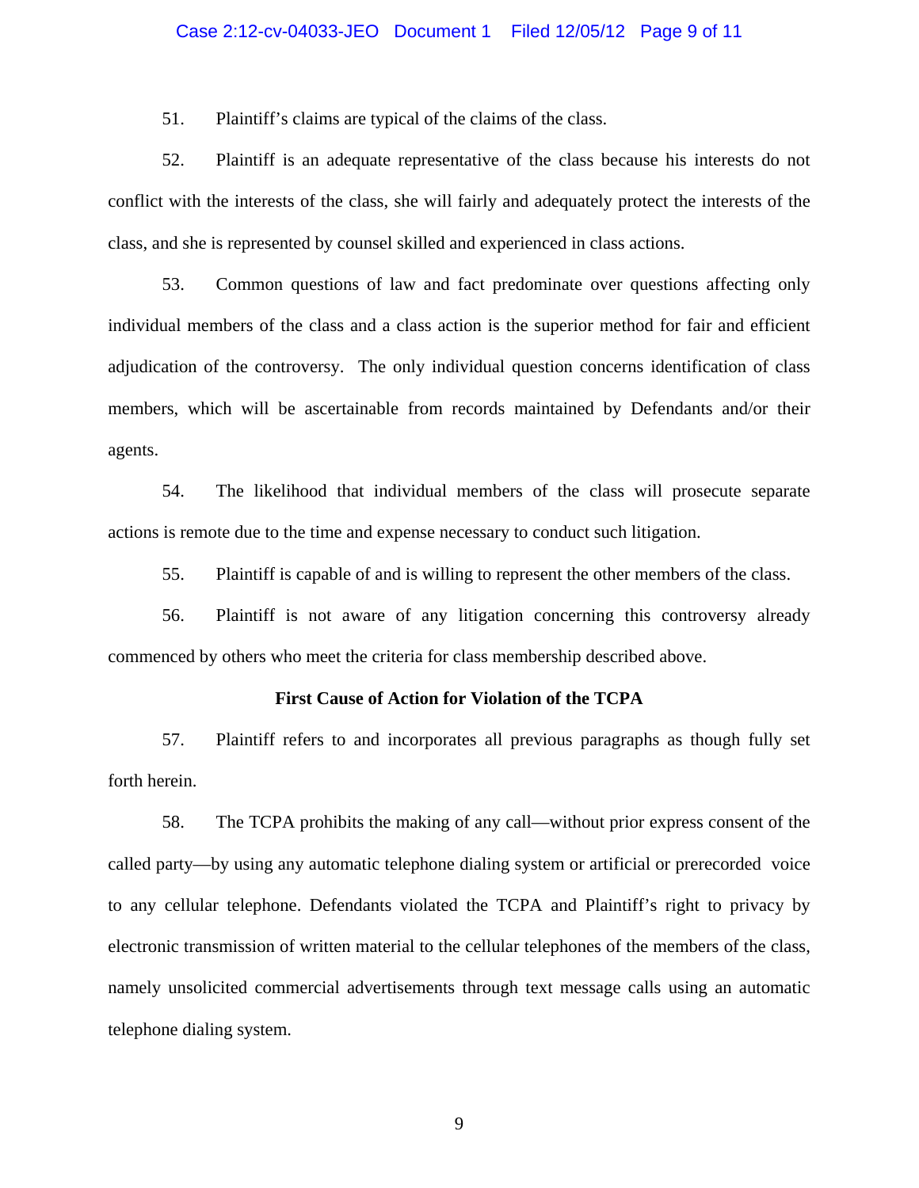51. Plaintiff's claims are typical of the claims of the class.

52. Plaintiff is an adequate representative of the class because his interests do not conflict with the interests of the class, she will fairly and adequately protect the interests of the class, and she is represented by counsel skilled and experienced in class actions.

53. Common questions of law and fact predominate over questions affecting only individual members of the class and a class action is the superior method for fair and efficient adjudication of the controversy. The only individual question concerns identification of class members, which will be ascertainable from records maintained by Defendants and/or their agents.

54. The likelihood that individual members of the class will prosecute separate actions is remote due to the time and expense necessary to conduct such litigation.

55. Plaintiff is capable of and is willing to represent the other members of the class.

56. Plaintiff is not aware of any litigation concerning this controversy already commenced by others who meet the criteria for class membership described above.

**First Cause of Action for Violation of the TCPA**

57. Plaintiff refers to and incorporates all previous paragraphs as though fully set forth herein.

58. The TCPA prohibits the making of any call—without prior express consent of the called party—by using any automatic telephone dialing system or artificial or prerecorded voice to any cellular telephone. Defendants violated the TCPA and Plaintiff's right to privacy by electronic transmission of written material to the cellular telephones of the members of the class, namely unsolicited commercial advertisements through text message calls using an automatic telephone dialing system.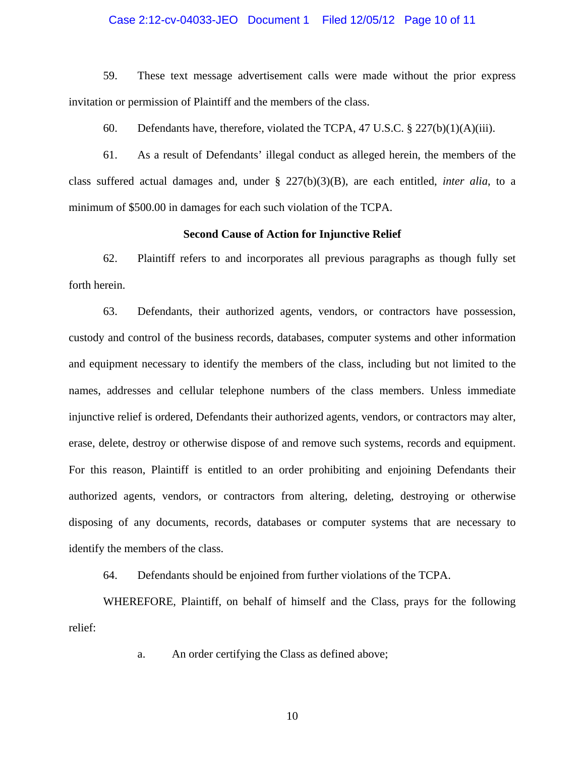59. These text message advertisement calls were made without the prior express invitation or permission of Plaintiff and the members of the class.

60. Defendants have, therefore, violated the TCPA, 47 U.S.C. § 227(b)(1)(A)(iii).

61. As a result of Defendants' illegal conduct as alleged herein, the members of the class suffered actual damages and, under § 227(b)(3)(B), are each entitled, *inter alia*, to a minimum of $500.00 in damages for each such violation of the TCPA.

**Second Cause of Action for Injunctive Relief**

62. Plaintiff refers to and incorporates all previous paragraphs as though fully set forth herein.

63. Defendants, their authorized agents, vendors, or contractors have possession, custody and control of the business records, databases, computer systems and other information and equipment necessary to identify the members of the class, including but not limited to the names, addresses and cellular telephone numbers of the class members. Unless immediate injunctive relief is ordered, Defendants their authorized agents, vendors, or contractors may alter, erase, delete, destroy or otherwise dispose of and remove such systems, records and equipment. For this reason, Plaintiff is entitled to an order prohibiting and enjoining Defendants their authorized agents, vendors, or contractors from altering, deleting, destroying or otherwise disposing of any documents, records, databases or computer systems that are necessary to identify the members of the class.

64. Defendants should be enjoined from further violations of the TCPA.

WHEREFORE, Plaintiff, on behalf of himself and the Class, prays for the following relief:

a. An order certifying the Class as defined above;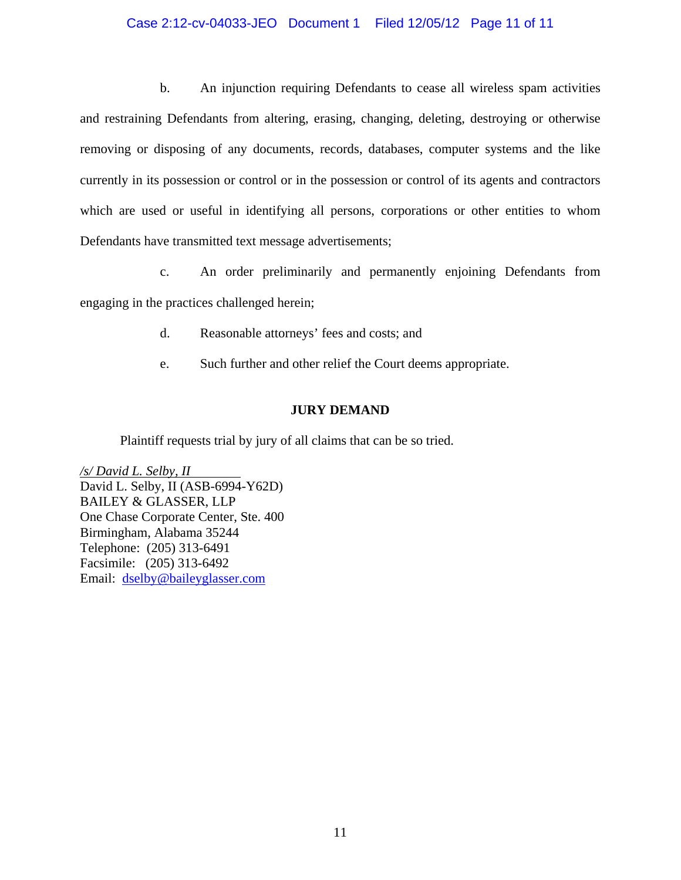b. An injunction requiring Defendants to cease all wireless spam activities and restraining Defendants from altering, erasing, changing, deleting, destroying or otherwise removing or disposing of any documents, records, databases, computer systems and the like currently in its possession or control or in the possession or control of its agents and contractors which are used or useful in identifying all persons, corporations or other entities to whom Defendants have transmitted text message advertisements;

c. An order preliminarily and permanently enjoining Defendants from engaging in the practices challenged herein;

d. Reasonable attorneys' fees and costs; and

e. Such further and other relief the Court deems appropriate.

**JURY DEMAND**

Plaintiff requests trial by jury of all claims that can be so tried.

*/s/ David L. Selby, II*
David L. Selby, II (ASB-6994-Y62D)
BAILEY & GLASSER, LLP
One Chase Corporate Center, Ste. 400
Birmingham, Alabama 35244
Telephone: (205) 313-6491
Facsimile: (205) 313-6492
Email: dselby@baileyglasser.com